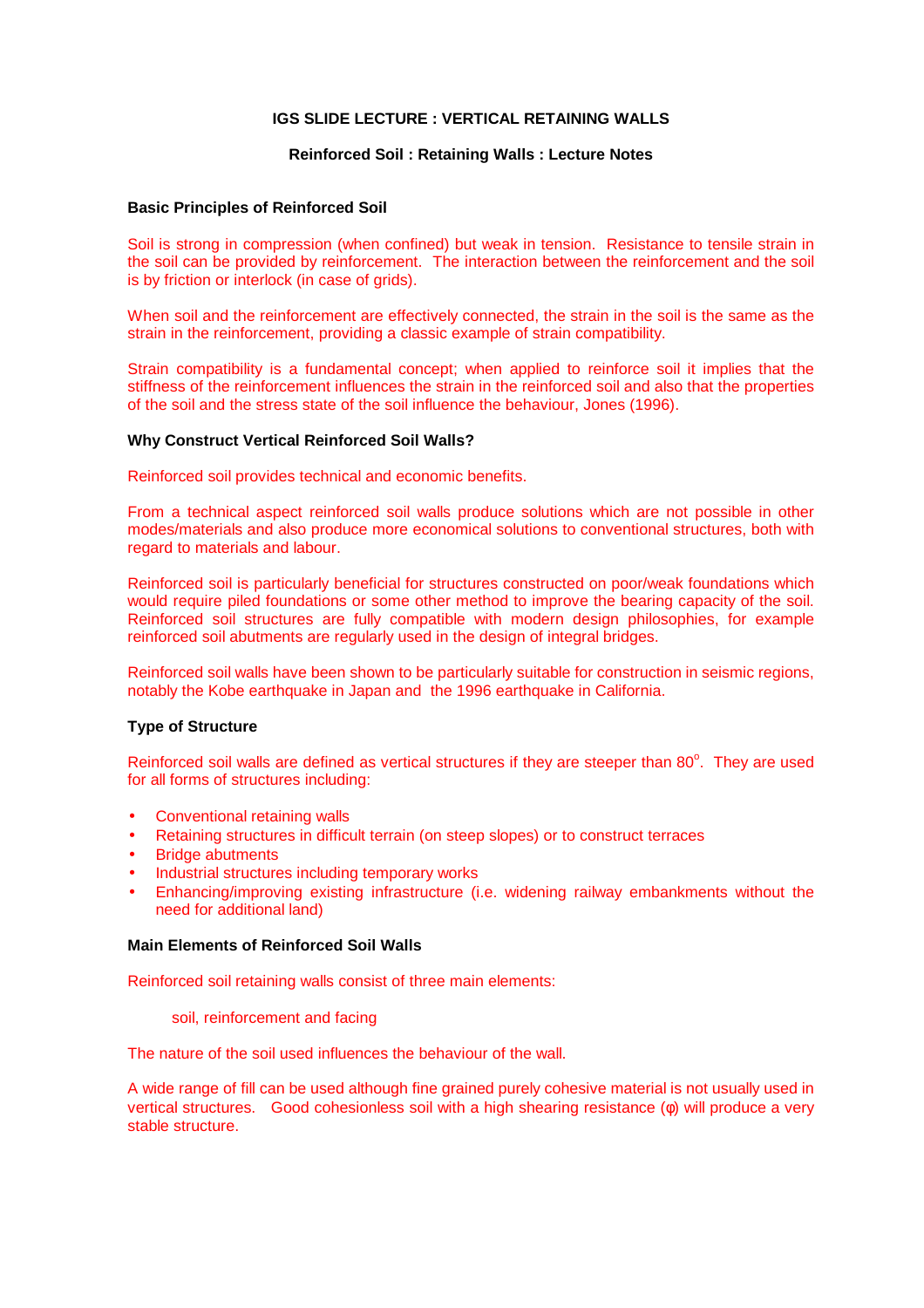**IGS SLIDE LECTURE : VERTICAL RETAINING WALLS**

**Reinforced Soil : Retaining Walls : Lecture Notes**

### Basic Principles of Reinforced Soil

Soil is strong in compression (when confined) but weak in tension. Resistance to tensile strain in the soil can be provided by reinforcement. The interaction between the reinforcement and the soil is by friction or interlock (in case of grids).

When soil and the reinforcement are effectively connected, the strain in the soil is the same as the strain in the reinforcement, providing a classic example of strain compatibility.

Strain compatibility is a fundamental concept; when applied to reinforce soil it implies that the stiffness of the reinforcement influences the strain in the reinforced soil and also that the properties of the soil and the stress state of the soil influence the behaviour, Jones (1996).

### Why Construct Vertical Reinforced Soil Walls?

Reinforced soil provides technical and economic benefits.

From a technical aspect reinforced soil walls produce solutions which are not possible in other modes/materials and also produce more economical solutions to conventional structures, both with regard to materials and labour.

Reinforced soil is particularly beneficial for structures constructed on poor/weak foundations which would require piled foundations or some other method to improve the bearing capacity of the soil. Reinforced soil structures are fully compatible with modern design philosophies, for example reinforced soil abutments are regularly used in the design of integral bridges.

Reinforced soil walls have been shown to be particularly suitable for construction in seismic regions, notably the Kobe earthquake in Japan and the 1996 earthquake in California.

### Type of Structure

Reinforced soil walls are defined as vertical structures if they are steeper than $80^{o}$. They are used for all forms of structures including:

- Conventional retaining walls
- Retaining structures in difficult terrain (on steep slopes) or to construct terraces
- Bridge abutments
- Industrial structures including temporary works
- Enhancing/improving existing infrastructure (i.e. widening railway embankments without the need for additional land)

### Main Elements of Reinforced Soil Walls

Reinforced soil retaining walls consist of three main elements:

soil, reinforcement and facing

The nature of the soil used influences the behaviour of the wall.

A wide range of fill can be used although fine grained purely cohesive material is not usually used in vertical structures. Good cohesionless soil with a high shearing resistance ($\phi$) will produce a very stable structure.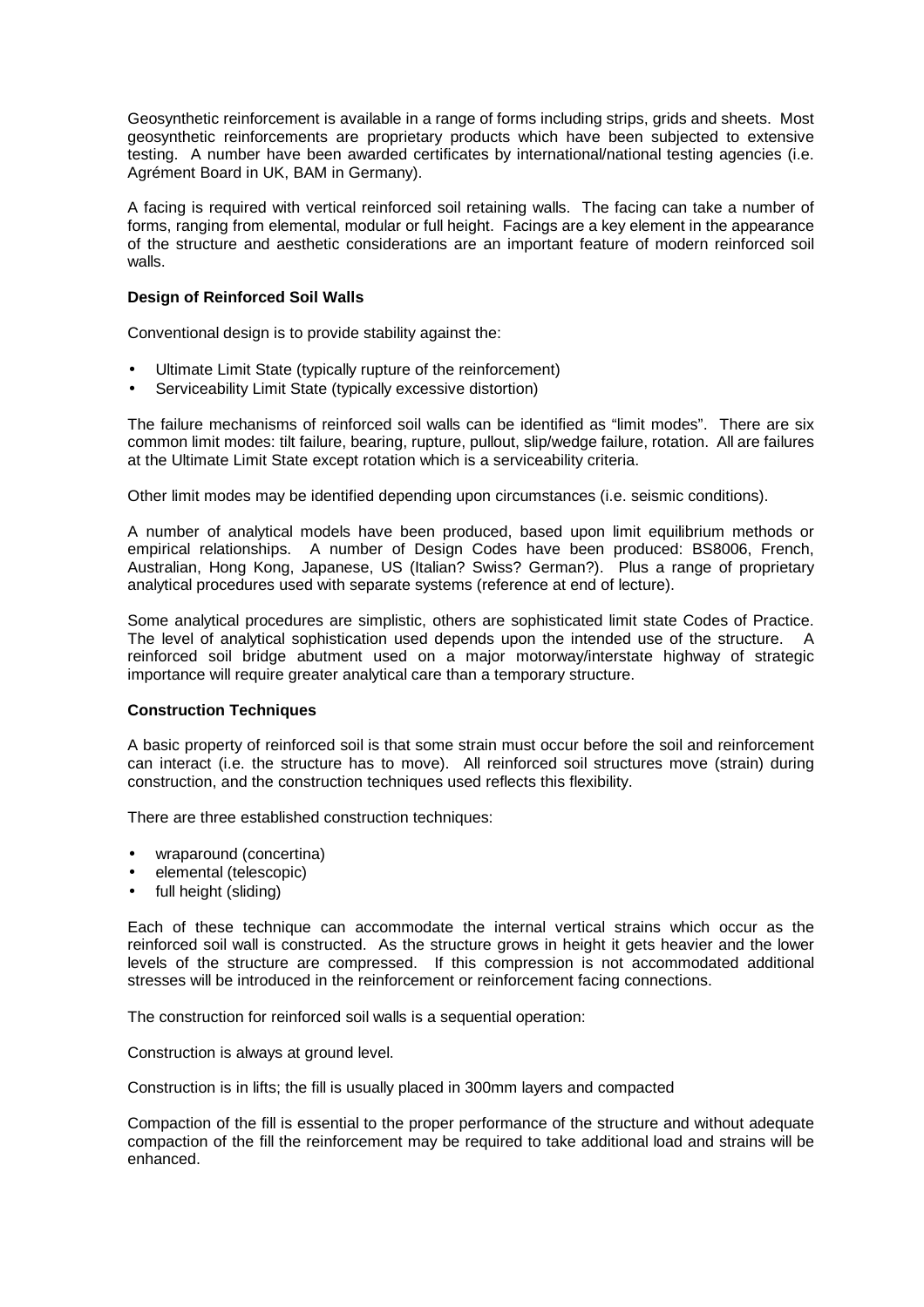Geosynthetic reinforcement is available in a range of forms including strips, grids and sheets. Most geosynthetic reinforcements are proprietary products which have been subjected to extensive testing. A number have been awarded certificates by international/national testing agencies (i.e. Agrément Board in UK, BAM in Germany).

A facing is required with vertical reinforced soil retaining walls. The facing can take a number of forms, ranging from elemental, modular or full height. Facings are a key element in the appearance of the structure and aesthetic considerations are an important feature of modern reinforced soil walls.

**Design of Reinforced Soil Walls**

Conventional design is to provide stability against the:

- Ultimate Limit State (typically rupture of the reinforcement)
- Serviceability Limit State (typically excessive distortion)

The failure mechanisms of reinforced soil walls can be identified as "limit modes". There are six common limit modes: tilt failure, bearing, rupture, pullout, slip/wedge failure, rotation. All are failures at the Ultimate Limit State except rotation which is a serviceability criteria.

Other limit modes may be identified depending upon circumstances (i.e. seismic conditions).

A number of analytical models have been produced, based upon limit equilibrium methods or empirical relationships. A number of Design Codes have been produced: BS8006, French, Australian, Hong Kong, Japanese, US (Italian? Swiss? German?). Plus a range of proprietary analytical procedures used with separate systems (reference at end of lecture).

Some analytical procedures are simplistic, others are sophisticated limit state Codes of Practice. The level of analytical sophistication used depends upon the intended use of the structure. A reinforced soil bridge abutment used on a major motorway/interstate highway of strategic importance will require greater analytical care than a temporary structure.

**Construction Techniques**

A basic property of reinforced soil is that some strain must occur before the soil and reinforcement can interact (i.e. the structure has to move). All reinforced soil structures move (strain) during construction, and the construction techniques used reflects this flexibility.

There are three established construction techniques:

- wraparound (concertina)
- elemental (telescopic)
- full height (sliding)

Each of these technique can accommodate the internal vertical strains which occur as the reinforced soil wall is constructed. As the structure grows in height it gets heavier and the lower levels of the structure are compressed. If this compression is not accommodated additional stresses will be introduced in the reinforcement or reinforcement facing connections.

The construction for reinforced soil walls is a sequential operation:

Construction is always at ground level.

Construction is in lifts; the fill is usually placed in 300mm layers and compacted

Compaction of the fill is essential to the proper performance of the structure and without adequate compaction of the fill the reinforcement may be required to take additional load and strains will be enhanced.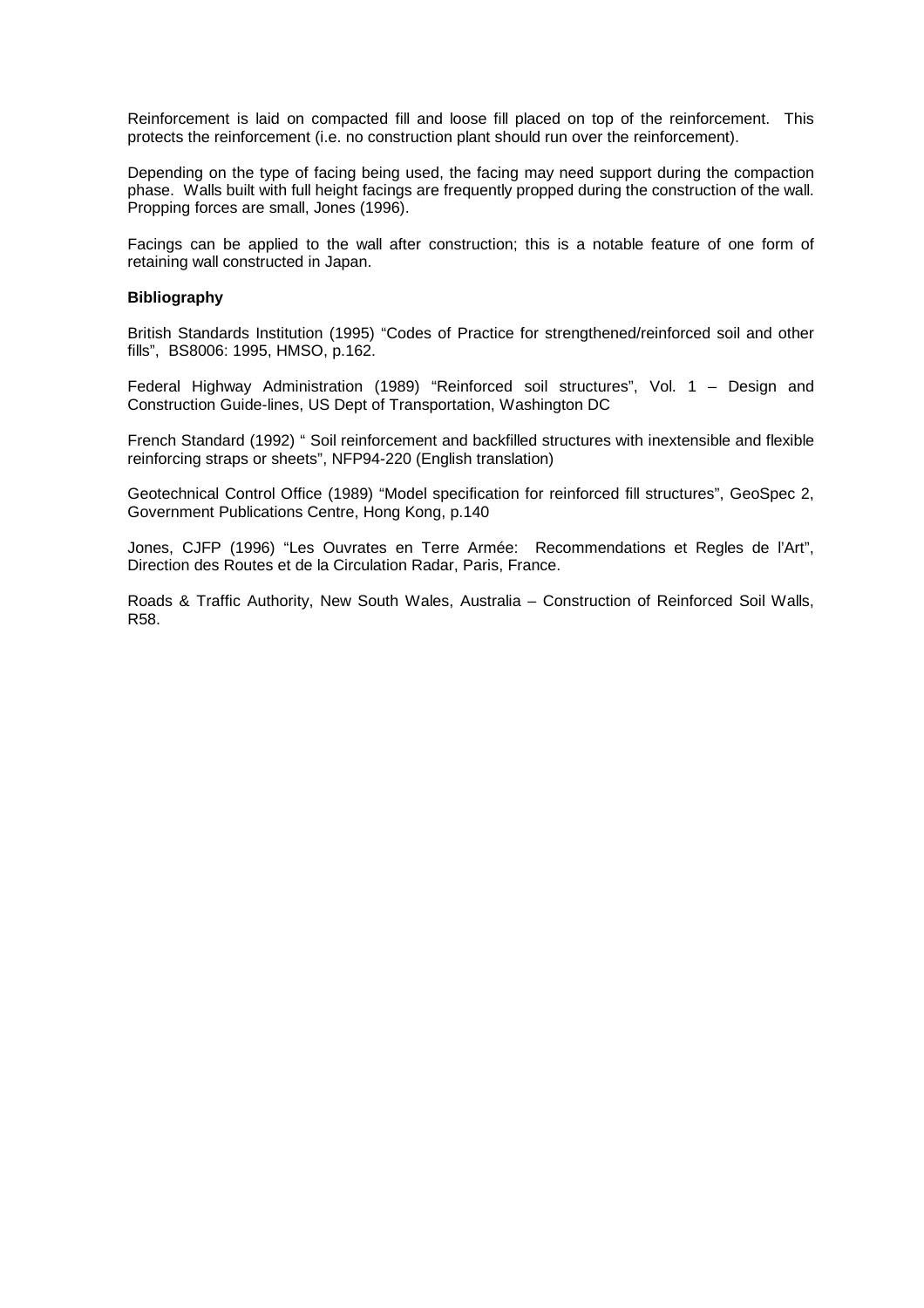Reinforcement is laid on compacted fill and loose fill placed on top of the reinforcement. This protects the reinforcement (i.e. no construction plant should run over the reinforcement).

Depending on the type of facing being used, the facing may need support during the compaction phase. Walls built with full height facings are frequently propped during the construction of the wall. Propping forces are small, Jones (1996).

Facings can be applied to the wall after construction; this is a notable feature of one form of retaining wall constructed in Japan.

**Bibliography**

British Standards Institution (1995) "Codes of Practice for strengthened/reinforced soil and other fills", BS8006: 1995, HMSO, p.162.

Federal Highway Administration (1989) "Reinforced soil structures", Vol. 1 – Design and Construction Guide-lines, US Dept of Transportation, Washington DC

French Standard (1992) " Soil reinforcement and backfilled structures with inextensible and flexible reinforcing straps or sheets", NFP94-220 (English translation)

Geotechnical Control Office (1989) "Model specification for reinforced fill structures", GeoSpec 2, Government Publications Centre, Hong Kong, p.140

Jones, CJFP (1996) "Les Ouvrates en Terre Armée: Recommendations et Regles de l'Art", Direction des Routes et de la Circulation Radar, Paris, France.

Roads & Traffic Authority, New South Wales, Australia – Construction of Reinforced Soil Walls, R58.